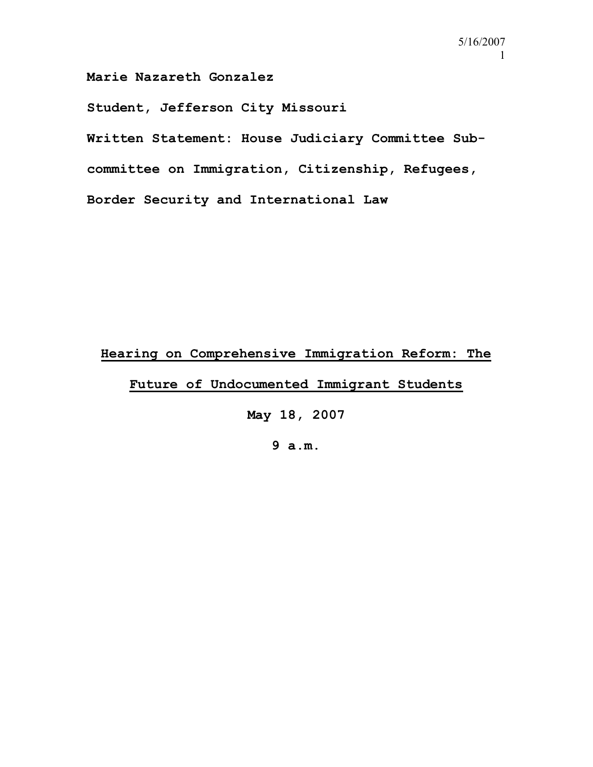**Marie Nazareth Gonzalez**

**Student, Jefferson City Missouri**

**Written Statement: House Judiciary Committee Subcommittee on Immigration, Citizenship, Refugees, Border Security and International Law**

**<u>Hearing on Comprehensive Immigration Reform: The Future of Undocumented Immigrant Students</u>**

**May 18, 2007**

**9 a.m.**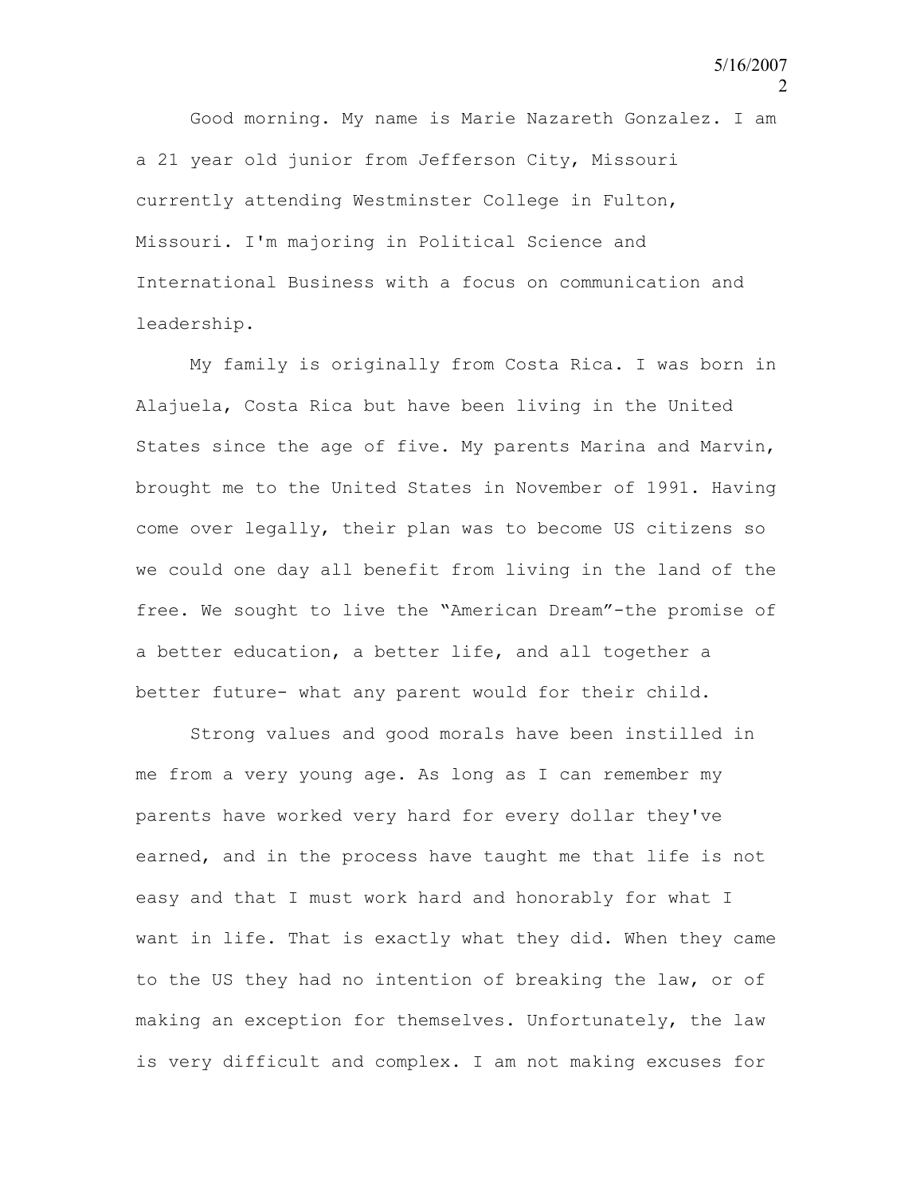Good morning. My name is Marie Nazareth Gonzalez. I am a 21 year old junior from Jefferson City, Missouri currently attending Westminster College in Fulton, Missouri. I'm majoring in Political Science and International Business with a focus on communication and leadership.

My family is originally from Costa Rica. I was born in Alajuela, Costa Rica but have been living in the United States since the age of five. My parents Marina and Marvin, brought me to the United States in November of 1991. Having come over legally, their plan was to become US citizens so we could one day all benefit from living in the land of the free. We sought to live the "American Dream"-the promise of a better education, a better life, and all together a better future- what any parent would for their child.

Strong values and good morals have been instilled in me from a very young age. As long as I can remember my parents have worked very hard for every dollar they've earned, and in the process have taught me that life is not easy and that I must work hard and honorably for what I want in life. That is exactly what they did. When they came to the US they had no intention of breaking the law, or of making an exception for themselves. Unfortunately, the law is very difficult and complex. I am not making excuses for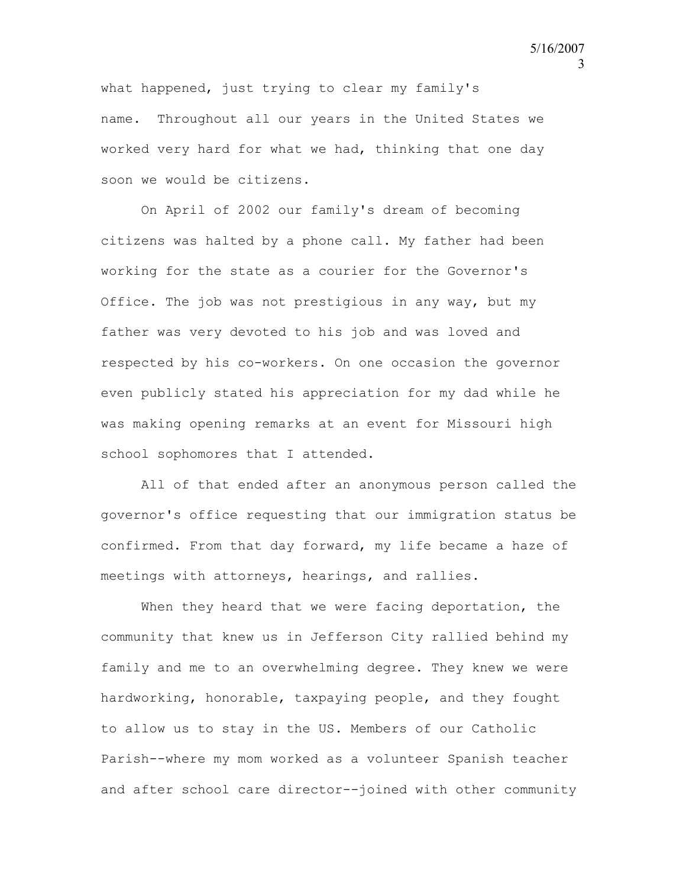what happened, just trying to clear my family's name. Throughout all our years in the United States we worked very hard for what we had, thinking that one day soon we would be citizens.

On April of 2002 our family's dream of becoming citizens was halted by a phone call. My father had been working for the state as a courier for the Governor's Office. The job was not prestigious in any way, but my father was very devoted to his job and was loved and respected by his co-workers. On one occasion the governor even publicly stated his appreciation for my dad while he was making opening remarks at an event for Missouri high school sophomores that I attended.

All of that ended after an anonymous person called the governor's office requesting that our immigration status be confirmed. From that day forward, my life became a haze of meetings with attorneys, hearings, and rallies.

When they heard that we were facing deportation, the community that knew us in Jefferson City rallied behind my family and me to an overwhelming degree. They knew we were hardworking, honorable, taxpaying people, and they fought to allow us to stay in the US. Members of our Catholic Parish--where my mom worked as a volunteer Spanish teacher and after school care director--joined with other community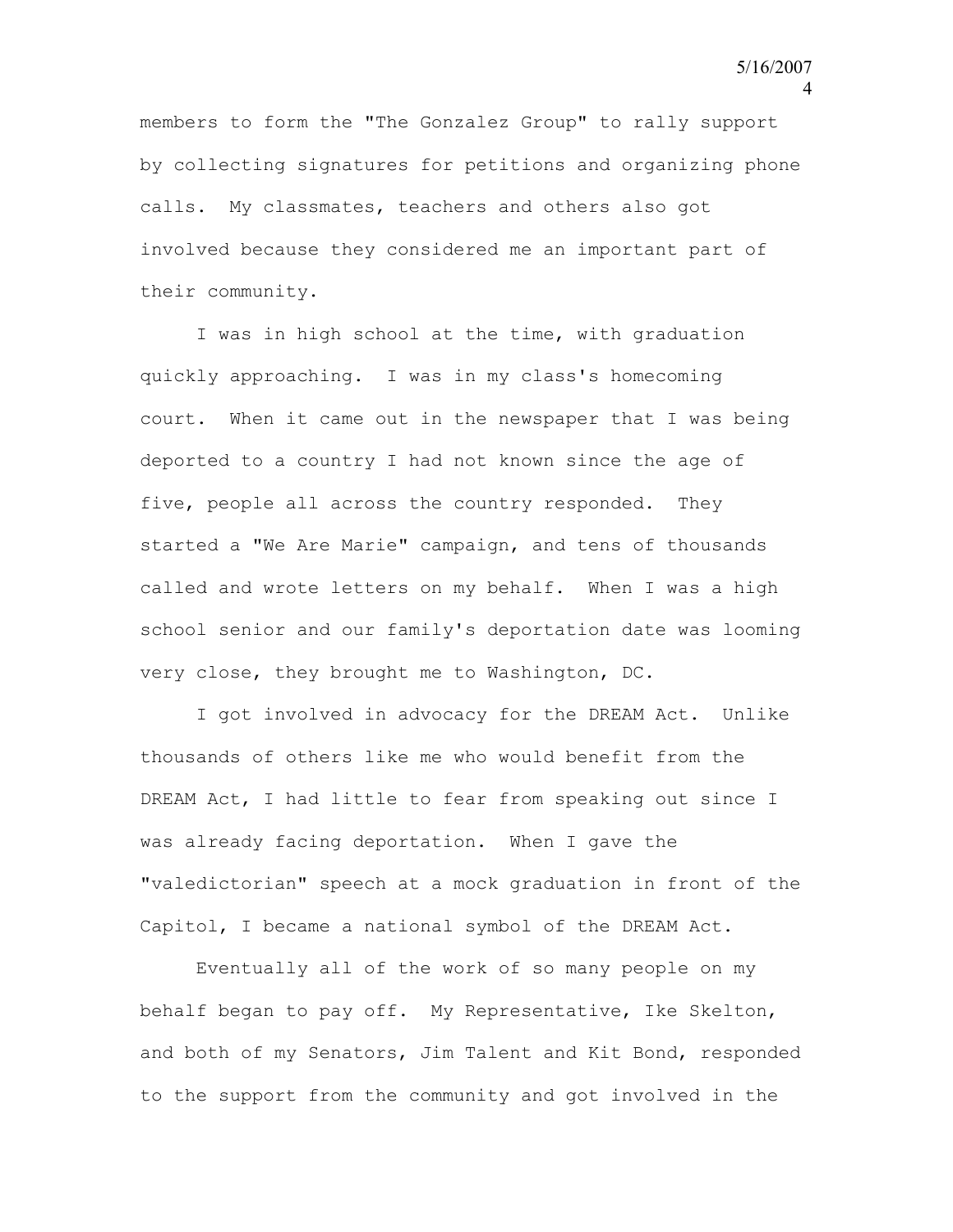members to form the "The Gonzalez Group" to rally support by collecting signatures for petitions and organizing phone calls. My classmates, teachers and others also got involved because they considered me an important part of their community.

I was in high school at the time, with graduation quickly approaching. I was in my class's homecoming court. When it came out in the newspaper that I was being deported to a country I had not known since the age of five, people all across the country responded. They started a "We Are Marie" campaign, and tens of thousands called and wrote letters on my behalf. When I was a high school senior and our family's deportation date was looming very close, they brought me to Washington, DC.

I got involved in advocacy for the DREAM Act. Unlike thousands of others like me who would benefit from the DREAM Act, I had little to fear from speaking out since I was already facing deportation. When I gave the "valedictorian" speech at a mock graduation in front of the Capitol, I became a national symbol of the DREAM Act.

Eventually all of the work of so many people on my behalf began to pay off. My Representative, Ike Skelton, and both of my Senators, Jim Talent and Kit Bond, responded to the support from the community and got involved in the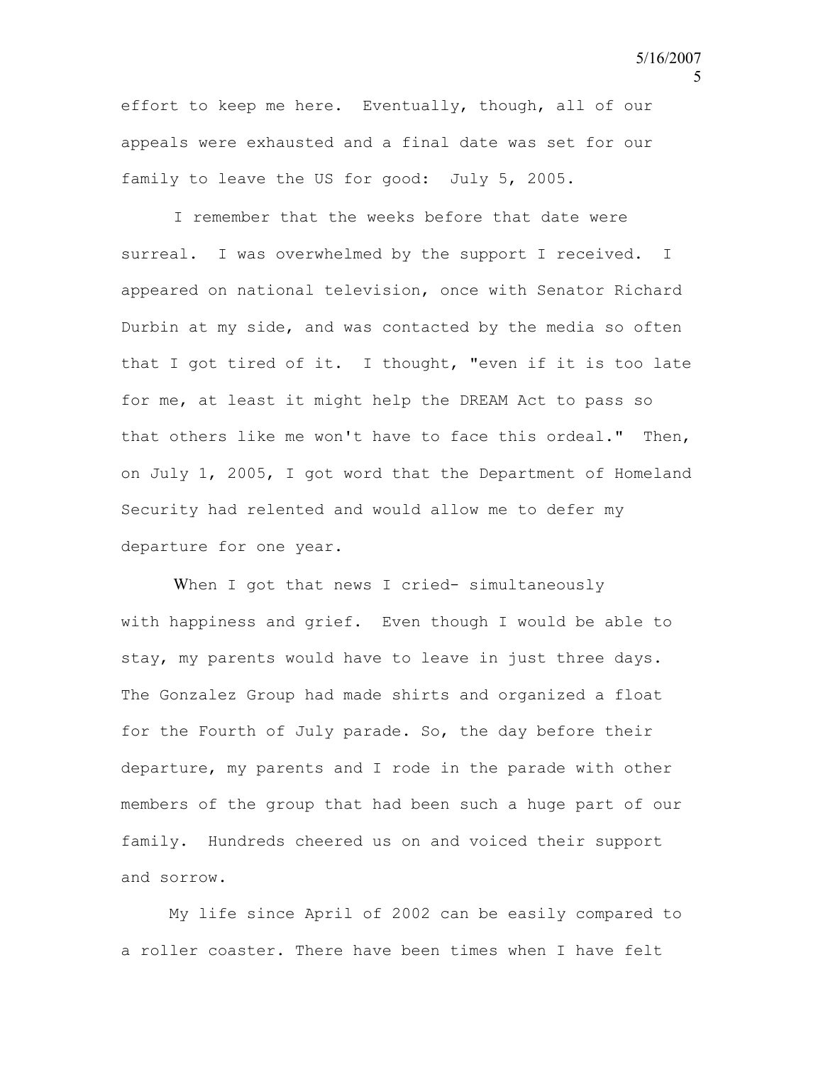effort to keep me here. Eventually, though, all of our appeals were exhausted and a final date was set for our family to leave the US for good: July 5, 2005.

I remember that the weeks before that date were surreal. I was overwhelmed by the support I received. I appeared on national television, once with Senator Richard Durbin at my side, and was contacted by the media so often that I got tired of it. I thought, "even if it is too late for me, at least it might help the DREAM Act to pass so that others like me won't have to face this ordeal." Then, on July 1, 2005, I got word that the Department of Homeland Security had relented and would allow me to defer my departure for one year.

When I got that news I cried- simultaneously with happiness and grief. Even though I would be able to stay, my parents would have to leave in just three days. The Gonzalez Group had made shirts and organized a float for the Fourth of July parade. So, the day before their departure, my parents and I rode in the parade with other members of the group that had been such a huge part of our family. Hundreds cheered us on and voiced their support and sorrow.

My life since April of 2002 can be easily compared to a roller coaster. There have been times when I have felt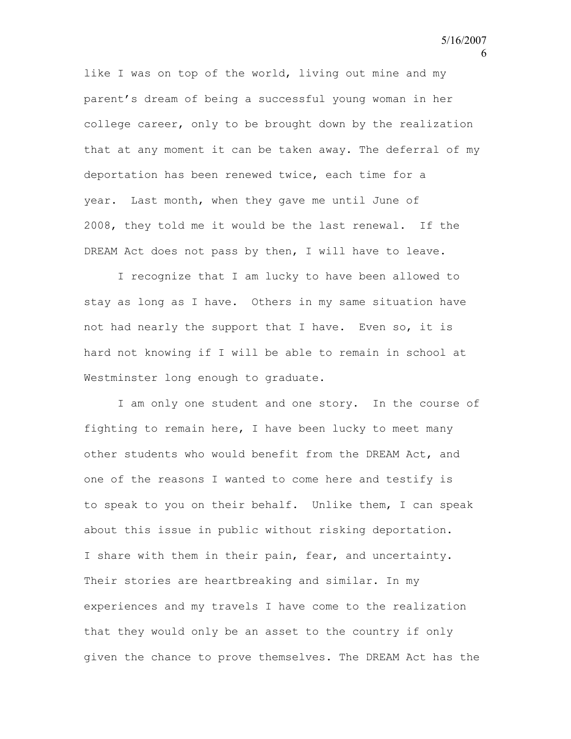like I was on top of the world, living out mine and my parent's dream of being a successful young woman in her college career, only to be brought down by the realization that at any moment it can be taken away. The deferral of my deportation has been renewed twice, each time for a year. Last month, when they gave me until June of 2008, they told me it would be the last renewal. If the DREAM Act does not pass by then, I will have to leave.

I recognize that I am lucky to have been allowed to stay as long as I have. Others in my same situation have not had nearly the support that I have. Even so, it is hard not knowing if I will be able to remain in school at Westminster long enough to graduate.

I am only one student and one story. In the course of fighting to remain here, I have been lucky to meet many other students who would benefit from the DREAM Act, and one of the reasons I wanted to come here and testify is to speak to you on their behalf. Unlike them, I can speak about this issue in public without risking deportation. I share with them in their pain, fear, and uncertainty. Their stories are heartbreaking and similar. In my experiences and my travels I have come to the realization that they would only be an asset to the country if only given the chance to prove themselves. The DREAM Act has the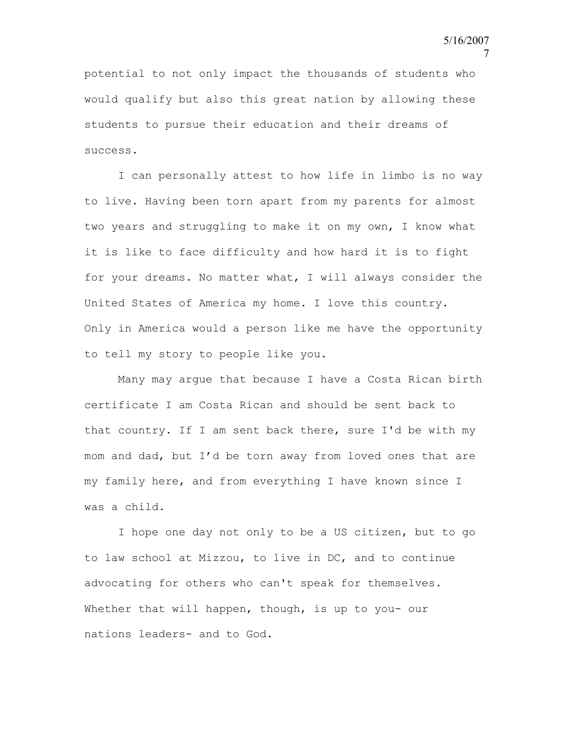potential to not only impact the thousands of students who would qualify but also this great nation by allowing these students to pursue their education and their dreams of success.

I can personally attest to how life in limbo is no way to live. Having been torn apart from my parents for almost two years and struggling to make it on my own, I know what it is like to face difficulty and how hard it is to fight for your dreams. No matter what, I will always consider the United States of America my home. I love this country. Only in America would a person like me have the opportunity to tell my story to people like you.

Many may argue that because I have a Costa Rican birth certificate I am Costa Rican and should be sent back to that country. If I am sent back there, sure I'd be with my mom and dad, but I'd be torn away from loved ones that are my family here, and from everything I have known since I was a child.

I hope one day not only to be a US citizen, but to go to law school at Mizzou, to live in DC, and to continue advocating for others who can't speak for themselves. Whether that will happen, though, is up to you- our nations leaders- and to God.